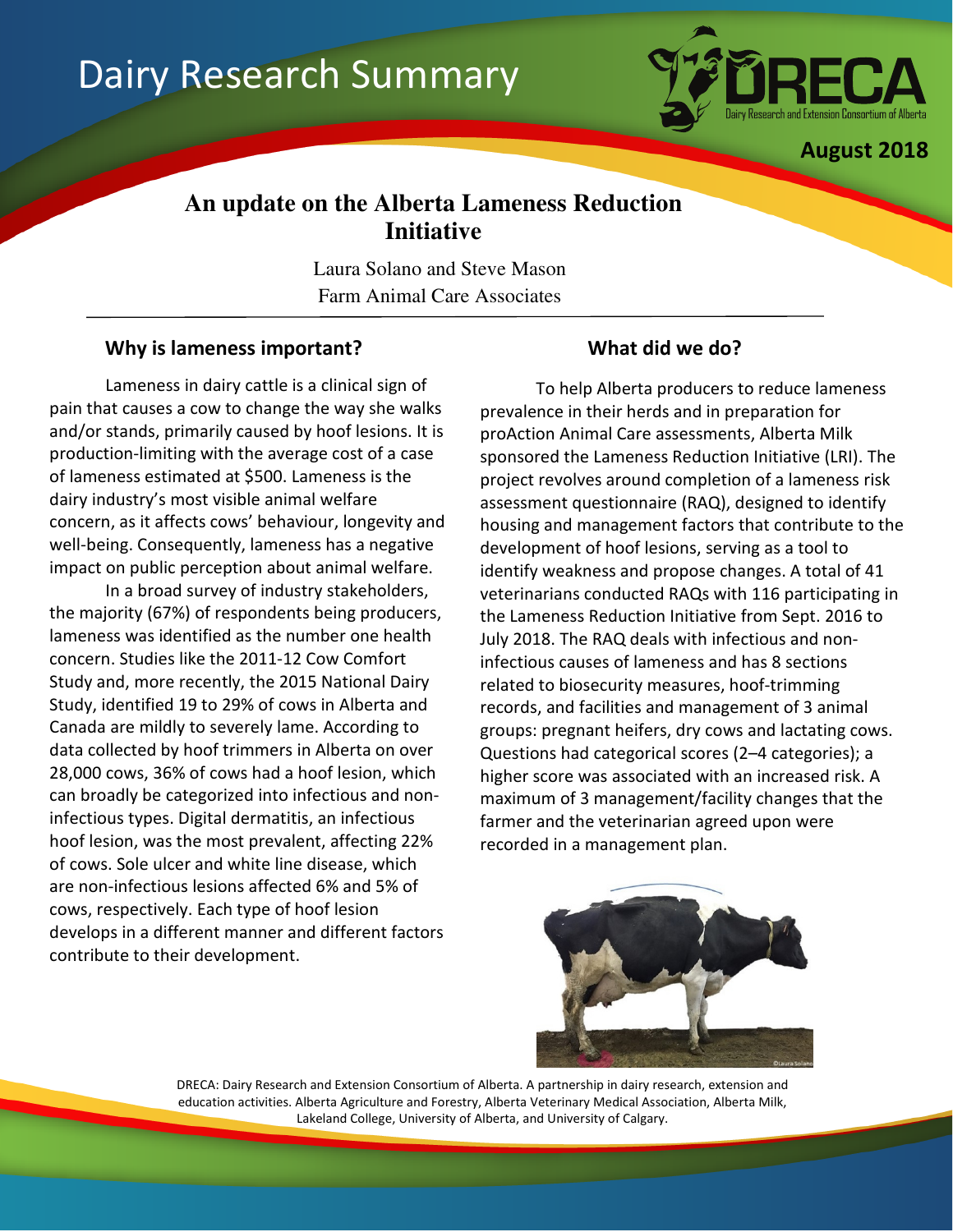# Dairy Research Summary

**August 2018**

## An update on the Alberta Lameness Reduction Initiative

Laura Solano and Steve Mason
Farm Animal Care Associates

### Why is lameness important?

Lameness in dairy cattle is a clinical sign of pain that causes a cow to change the way she walks and/or stands, primarily caused by hoof lesions. It is production-limiting with the average cost of a case of lameness estimated at $500. Lameness is the dairy industry's most visible animal welfare concern, as it affects cows' behaviour, longevity and well-being. Consequently, lameness has a negative impact on public perception about animal welfare.

In a broad survey of industry stakeholders, the majority (67%) of respondents being producers, lameness was identified as the number one health concern. Studies like the 2011-12 Cow Comfort Study and, more recently, the 2015 National Dairy Study, identified 19 to 29% of cows in Alberta and Canada are mildly to severely lame. According to data collected by hoof trimmers in Alberta on over 28,000 cows, 36% of cows had a hoof lesion, which can broadly be categorized into infectious and non-infectious types. Digital dermatitis, an infectious hoof lesion, was the most prevalent, affecting 22% of cows. Sole ulcer and white line disease, which are non-infectious lesions affected 6% and 5% of cows, respectively. Each type of hoof lesion develops in a different manner and different factors contribute to their development.

### What did we do?

To help Alberta producers to reduce lameness prevalence in their herds and in preparation for proAction Animal Care assessments, Alberta Milk sponsored the Lameness Reduction Initiative (LRI). The project revolves around completion of a lameness risk assessment questionnaire (RAQ), designed to identify housing and management factors that contribute to the development of hoof lesions, serving as a tool to identify weakness and propose changes. A total of 41 veterinarians conducted RAQs with 116 participating in the Lameness Reduction Initiative from Sept. 2016 to July 2018. The RAQ deals with infectious and non-infectious causes of lameness and has 8 sections related to biosecurity measures, hoof-trimming records, and facilities and management of 3 animal groups: pregnant heifers, dry cows and lactating cows. Questions had categorical scores (2–4 categories); a higher score was associated with an increased risk. A maximum of 3 management/facility changes that the farmer and the veterinarian agreed upon were recorded in a management plan.

DRECA: Dairy Research and Extension Consortium of Alberta. A partnership in dairy research, extension and education activities. Alberta Agriculture and Forestry, Alberta Veterinary Medical Association, Alberta Milk, Lakeland College, University of Alberta, and University of Calgary.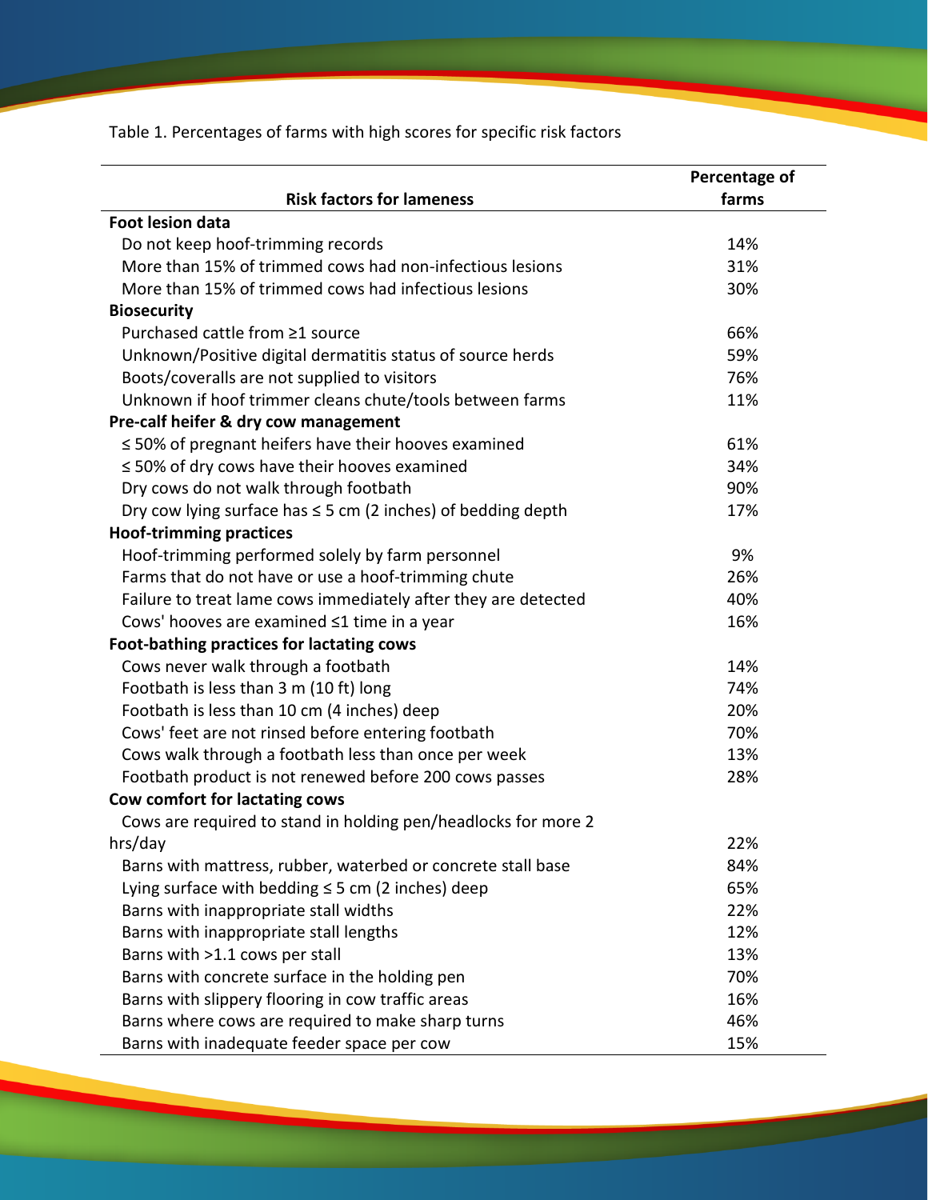Table 1. Percentages of farms with high scores for specific risk factors

| Risk factors for lameness | Percentage of farms |
|---|---|
| **Foot lesion data** | |
| Do not keep hoof-trimming records | 14% |
| More than 15% of trimmed cows had non-infectious lesions | 31% |
| More than 15% of trimmed cows had infectious lesions | 30% |
| **Biosecurity** | |
| Purchased cattle from ≥1 source | 66% |
| Unknown/Positive digital dermatitis status of source herds | 59% |
| Boots/coveralls are not supplied to visitors | 76% |
| Unknown if hoof trimmer cleans chute/tools between farms | 11% |
| **Pre-calf heifer & dry cow management** | |
| ≤ 50% of pregnant heifers have their hooves examined | 61% |
| ≤ 50% of dry cows have their hooves examined | 34% |
| Dry cows do not walk through footbath | 90% |
| Dry cow lying surface has ≤ 5 cm (2 inches) of bedding depth | 17% |
| **Hoof-trimming practices** | |
| Hoof-trimming performed solely by farm personnel | 9% |
| Farms that do not have or use a hoof-trimming chute | 26% |
| Failure to treat lame cows immediately after they are detected | 40% |
| Cows' hooves are examined ≤1 time in a year | 16% |
| **Foot-bathing practices for lactating cows** | |
| Cows never walk through a footbath | 14% |
| Footbath is less than 3 m (10 ft) long | 74% |
| Footbath is less than 10 cm (4 inches) deep | 20% |
| Cows' feet are not rinsed before entering footbath | 70% |
| Cows walk through a footbath less than once per week | 13% |
| Footbath product is not renewed before 200 cows passes | 28% |
| **Cow comfort for lactating cows** | |
| Cows are required to stand in holding pen/headlocks for more 2 hrs/day | 22% |
| Barns with mattress, rubber, waterbed or concrete stall base | 84% |
| Lying surface with bedding ≤ 5 cm (2 inches) deep | 65% |
| Barns with inappropriate stall widths | 22% |
| Barns with inappropriate stall lengths | 12% |
| Barns with >1.1 cows per stall | 13% |
| Barns with concrete surface in the holding pen | 70% |
| Barns with slippery flooring in cow traffic areas | 16% |
| Barns where cows are required to make sharp turns | 46% |
| Barns with inadequate feeder space per cow | 15% |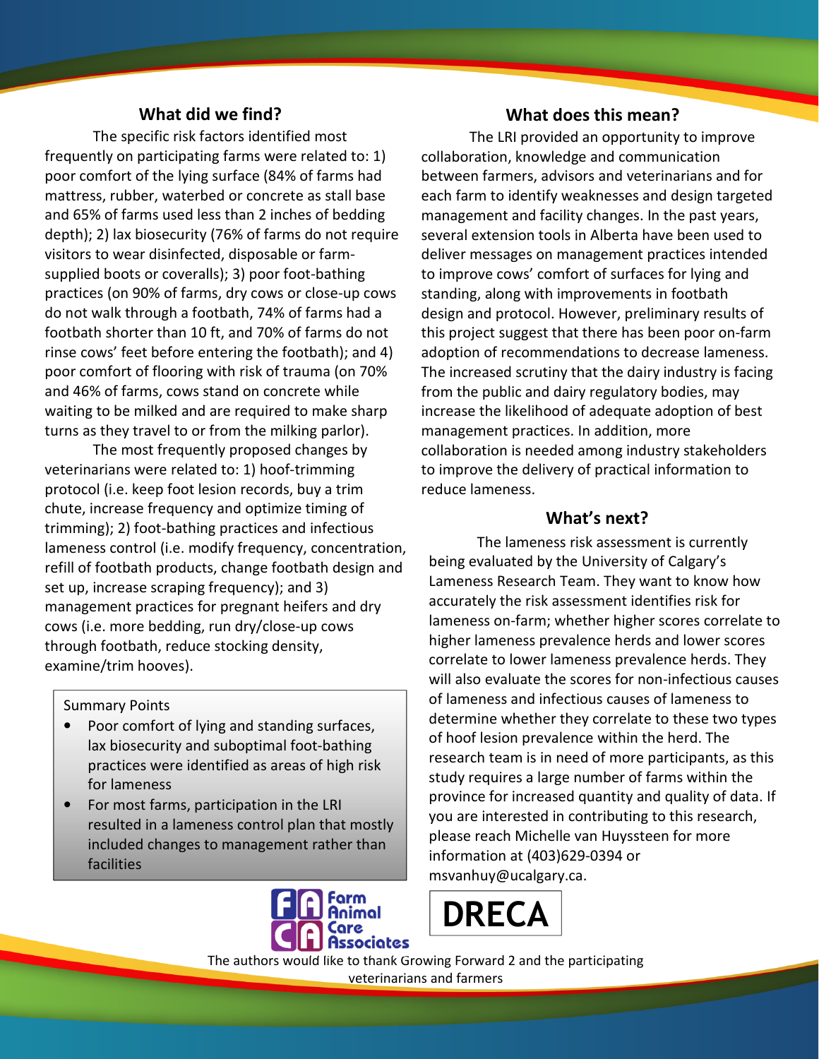## What did we find?

The specific risk factors identified most frequently on participating farms were related to: 1) poor comfort of the lying surface (84% of farms had mattress, rubber, waterbed or concrete as stall base and 65% of farms used less than 2 inches of bedding depth); 2) lax biosecurity (76% of farms do not require visitors to wear disinfected, disposable or farm-supplied boots or coveralls); 3) poor foot-bathing practices (on 90% of farms, dry cows or close-up cows do not walk through a footbath, 74% of farms had a footbath shorter than 10 ft, and 70% of farms do not rinse cows' feet before entering the footbath); and 4) poor comfort of flooring with risk of trauma (on 70% and 46% of farms, cows stand on concrete while waiting to be milked and are required to make sharp turns as they travel to or from the milking parlor).

The most frequently proposed changes by veterinarians were related to: 1) hoof-trimming protocol (i.e. keep foot lesion records, buy a trim chute, increase frequency and optimize timing of trimming); 2) foot-bathing practices and infectious lameness control (i.e. modify frequency, concentration, refill of footbath products, change footbath design and set up, increase scraping frequency); and 3) management practices for pregnant heifers and dry cows (i.e. more bedding, run dry/close-up cows through footbath, reduce stocking density, examine/trim hooves).

Summary Points

- Poor comfort of lying and standing surfaces, lax biosecurity and suboptimal foot-bathing practices were identified as areas of high risk for lameness
- For most farms, participation in the LRI resulted in a lameness control plan that mostly included changes to management rather than facilities

## What does this mean?

The LRI provided an opportunity to improve collaboration, knowledge and communication between farmers, advisors and veterinarians and for each farm to identify weaknesses and design targeted management and facility changes. In the past years, several extension tools in Alberta have been used to deliver messages on management practices intended to improve cows' comfort of surfaces for lying and standing, along with improvements in footbath design and protocol. However, preliminary results of this project suggest that there has been poor on-farm adoption of recommendations to decrease lameness. The increased scrutiny that the dairy industry is facing from the public and dairy regulatory bodies, may increase the likelihood of adequate adoption of best management practices. In addition, more collaboration is needed among industry stakeholders to improve the delivery of practical information to reduce lameness.

## What's next?

The lameness risk assessment is currently being evaluated by the University of Calgary's Lameness Research Team. They want to know how accurately the risk assessment identifies risk for lameness on-farm; whether higher scores correlate to higher lameness prevalence herds and lower scores correlate to lower lameness prevalence herds. They will also evaluate the scores for non-infectious causes of lameness and infectious causes of lameness to determine whether they correlate to these two types of hoof lesion prevalence within the herd. The research team is in need of more participants, as this study requires a large number of farms within the province for increased quantity and quality of data. If you are interested in contributing to this research, please reach Michelle van Huyssteen for more information at (403)629-0394 or msvanhuy@ucalgary.ca.

Farm Animal Care Associates

DRECA

The authors would like to thank Growing Forward 2 and the participating veterinarians and farmers